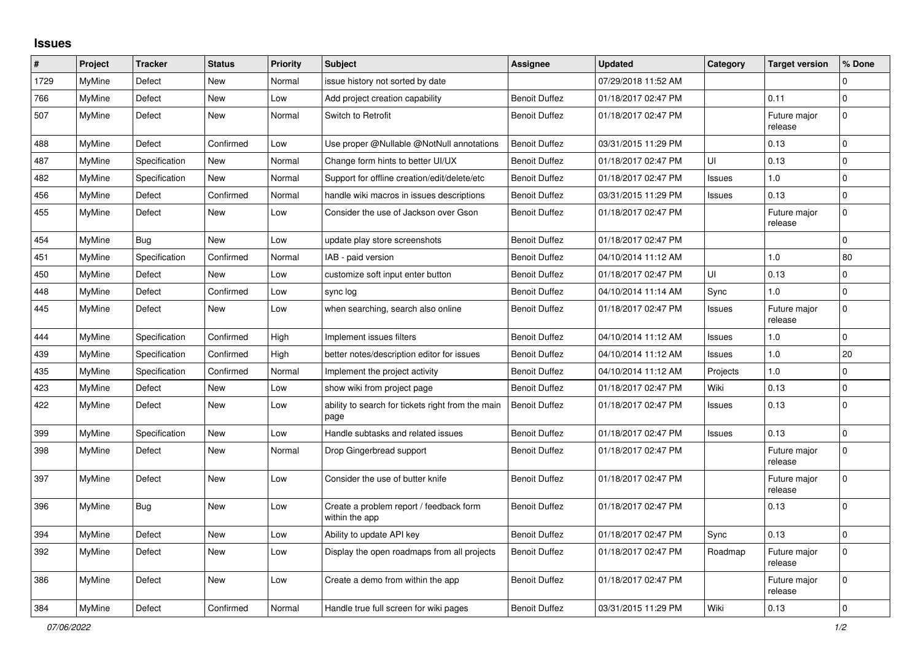## Issues

| # | Project | Tracker | Status | Priority | Subject | Assignee | Updated | Category | Target version | % Done |
|---|---|---|---|---|---|---|---|---|---|---|
| 1729 | MyMine | Defect | New | Normal | issue history not sorted by date | | 07/29/2018 11:52 AM | | | 0 |
| 766 | MyMine | Defect | New | Low | Add project creation capability | Benoit Duffez | 01/18/2017 02:47 PM | | 0.11 | 0 |
| 507 | MyMine | Defect | New | Normal | Switch to Retrofit | Benoit Duffez | 01/18/2017 02:47 PM | | Future major release | 0 |
| 488 | MyMine | Defect | Confirmed | Low | Use proper @Nullable @NotNull annotations | Benoit Duffez | 03/31/2015 11:29 PM | | 0.13 | 0 |
| 487 | MyMine | Specification | New | Normal | Change form hints to better UI/UX | Benoit Duffez | 01/18/2017 02:47 PM | UI | 0.13 | 0 |
| 482 | MyMine | Specification | New | Normal | Support for offline creation/edit/delete/etc | Benoit Duffez | 01/18/2017 02:47 PM | Issues | 1.0 | 0 |
| 456 | MyMine | Defect | Confirmed | Normal | handle wiki macros in issues descriptions | Benoit Duffez | 03/31/2015 11:29 PM | Issues | 0.13 | 0 |
| 455 | MyMine | Defect | New | Low | Consider the use of Jackson over Gson | Benoit Duffez | 01/18/2017 02:47 PM | | Future major release | 0 |
| 454 | MyMine | Bug | New | Low | update play store screenshots | Benoit Duffez | 01/18/2017 02:47 PM | | | 0 |
| 451 | MyMine | Specification | Confirmed | Normal | IAB - paid version | Benoit Duffez | 04/10/2014 11:12 AM | | 1.0 | 80 |
| 450 | MyMine | Defect | New | Low | customize soft input enter button | Benoit Duffez | 01/18/2017 02:47 PM | UI | 0.13 | 0 |
| 448 | MyMine | Defect | Confirmed | Low | sync log | Benoit Duffez | 04/10/2014 11:14 AM | Sync | 1.0 | 0 |
| 445 | MyMine | Defect | New | Low | when searching, search also online | Benoit Duffez | 01/18/2017 02:47 PM | Issues | Future major release | 0 |
| 444 | MyMine | Specification | Confirmed | High | Implement issues filters | Benoit Duffez | 04/10/2014 11:12 AM | Issues | 1.0 | 0 |
| 439 | MyMine | Specification | Confirmed | High | better notes/description editor for issues | Benoit Duffez | 04/10/2014 11:12 AM | Issues | 1.0 | 20 |
| 435 | MyMine | Specification | Confirmed | Normal | Implement the project activity | Benoit Duffez | 04/10/2014 11:12 AM | Projects | 1.0 | 0 |
| 423 | MyMine | Defect | New | Low | show wiki from project page | Benoit Duffez | 01/18/2017 02:47 PM | Wiki | 0.13 | 0 |
| 422 | MyMine | Defect | New | Low | ability to search for tickets right from the main page | Benoit Duffez | 01/18/2017 02:47 PM | Issues | 0.13 | 0 |
| 399 | MyMine | Specification | New | Low | Handle subtasks and related issues | Benoit Duffez | 01/18/2017 02:47 PM | Issues | 0.13 | 0 |
| 398 | MyMine | Defect | New | Normal | Drop Gingerbread support | Benoit Duffez | 01/18/2017 02:47 PM | | Future major release | 0 |
| 397 | MyMine | Defect | New | Low | Consider the use of butter knife | Benoit Duffez | 01/18/2017 02:47 PM | | Future major release | 0 |
| 396 | MyMine | Bug | New | Low | Create a problem report / feedback form within the app | Benoit Duffez | 01/18/2017 02:47 PM | | 0.13 | 0 |
| 394 | MyMine | Defect | New | Low | Ability to update API key | Benoit Duffez | 01/18/2017 02:47 PM | Sync | 0.13 | 0 |
| 392 | MyMine | Defect | New | Low | Display the open roadmaps from all projects | Benoit Duffez | 01/18/2017 02:47 PM | Roadmap | Future major release | 0 |
| 386 | MyMine | Defect | New | Low | Create a demo from within the app | Benoit Duffez | 01/18/2017 02:47 PM | | Future major release | 0 |
| 384 | MyMine | Defect | Confirmed | Normal | Handle true full screen for wiki pages | Benoit Duffez | 03/31/2015 11:29 PM | Wiki | 0.13 | 0 |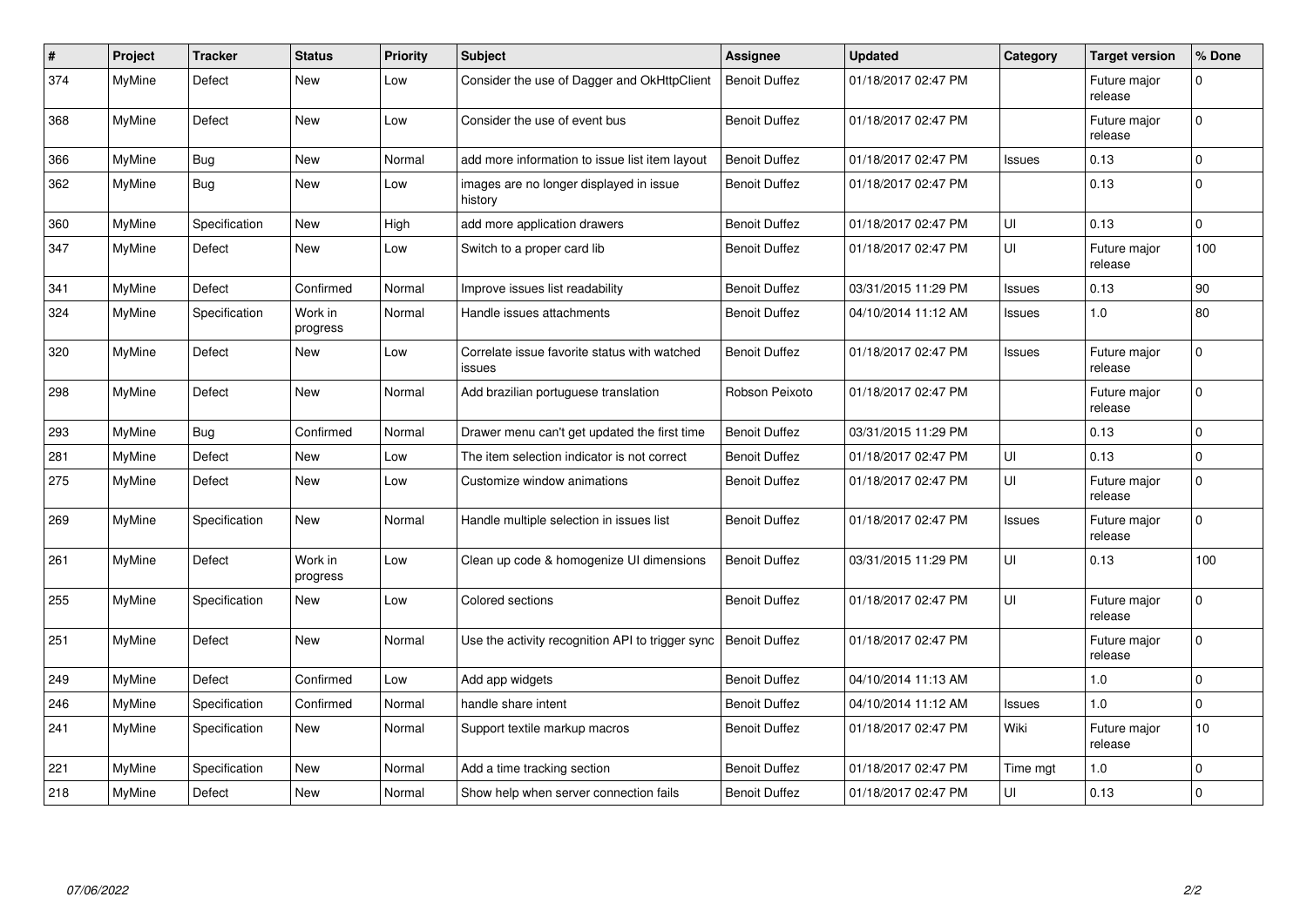| # | Project | Tracker | Status | Priority | Subject | Assignee | Updated | Category | Target version | % Done |
|---|---|---|---|---|---|---|---|---|---|---|
| 374 | MyMine | Defect | New | Low | Consider the use of Dagger and OkHttpClient | Benoit Duffez | 01/18/2017 02:47 PM | | Future major release | 0 |
| 368 | MyMine | Defect | New | Low | Consider the use of event bus | Benoit Duffez | 01/18/2017 02:47 PM | | Future major release | 0 |
| 366 | MyMine | Bug | New | Normal | add more information to issue list item layout | Benoit Duffez | 01/18/2017 02:47 PM | Issues | 0.13 | 0 |
| 362 | MyMine | Bug | New | Low | images are no longer displayed in issue history | Benoit Duffez | 01/18/2017 02:47 PM | | 0.13 | 0 |
| 360 | MyMine | Specification | New | High | add more application drawers | Benoit Duffez | 01/18/2017 02:47 PM | UI | 0.13 | 0 |
| 347 | MyMine | Defect | New | Low | Switch to a proper card lib | Benoit Duffez | 01/18/2017 02:47 PM | UI | Future major release | 100 |
| 341 | MyMine | Defect | Confirmed | Normal | Improve issues list readability | Benoit Duffez | 03/31/2015 11:29 PM | Issues | 0.13 | 90 |
| 324 | MyMine | Specification | Work in progress | Normal | Handle issues attachments | Benoit Duffez | 04/10/2014 11:12 AM | Issues | 1.0 | 80 |
| 320 | MyMine | Defect | New | Low | Correlate issue favorite status with watched issues | Benoit Duffez | 01/18/2017 02:47 PM | Issues | Future major release | 0 |
| 298 | MyMine | Defect | New | Normal | Add brazilian portuguese translation | Robson Peixoto | 01/18/2017 02:47 PM | | Future major release | 0 |
| 293 | MyMine | Bug | Confirmed | Normal | Drawer menu can't get updated the first time | Benoit Duffez | 03/31/2015 11:29 PM | | 0.13 | 0 |
| 281 | MyMine | Defect | New | Low | The item selection indicator is not correct | Benoit Duffez | 01/18/2017 02:47 PM | UI | 0.13 | 0 |
| 275 | MyMine | Defect | New | Low | Customize window animations | Benoit Duffez | 01/18/2017 02:47 PM | UI | Future major release | 0 |
| 269 | MyMine | Specification | New | Normal | Handle multiple selection in issues list | Benoit Duffez | 01/18/2017 02:47 PM | Issues | Future major release | 0 |
| 261 | MyMine | Defect | Work in progress | Low | Clean up code & homogenize UI dimensions | Benoit Duffez | 03/31/2015 11:29 PM | UI | 0.13 | 100 |
| 255 | MyMine | Specification | New | Low | Colored sections | Benoit Duffez | 01/18/2017 02:47 PM | UI | Future major release | 0 |
| 251 | MyMine | Defect | New | Normal | Use the activity recognition API to trigger sync | Benoit Duffez | 01/18/2017 02:47 PM | | Future major release | 0 |
| 249 | MyMine | Defect | Confirmed | Low | Add app widgets | Benoit Duffez | 04/10/2014 11:13 AM | | 1.0 | 0 |
| 246 | MyMine | Specification | Confirmed | Normal | handle share intent | Benoit Duffez | 04/10/2014 11:12 AM | Issues | 1.0 | 0 |
| 241 | MyMine | Specification | New | Normal | Support textile markup macros | Benoit Duffez | 01/18/2017 02:47 PM | Wiki | Future major release | 10 |
| 221 | MyMine | Specification | New | Normal | Add a time tracking section | Benoit Duffez | 01/18/2017 02:47 PM | Time mgt | 1.0 | 0 |
| 218 | MyMine | Defect | New | Normal | Show help when server connection fails | Benoit Duffez | 01/18/2017 02:47 PM | UI | 0.13 | 0 |

07/06/2022